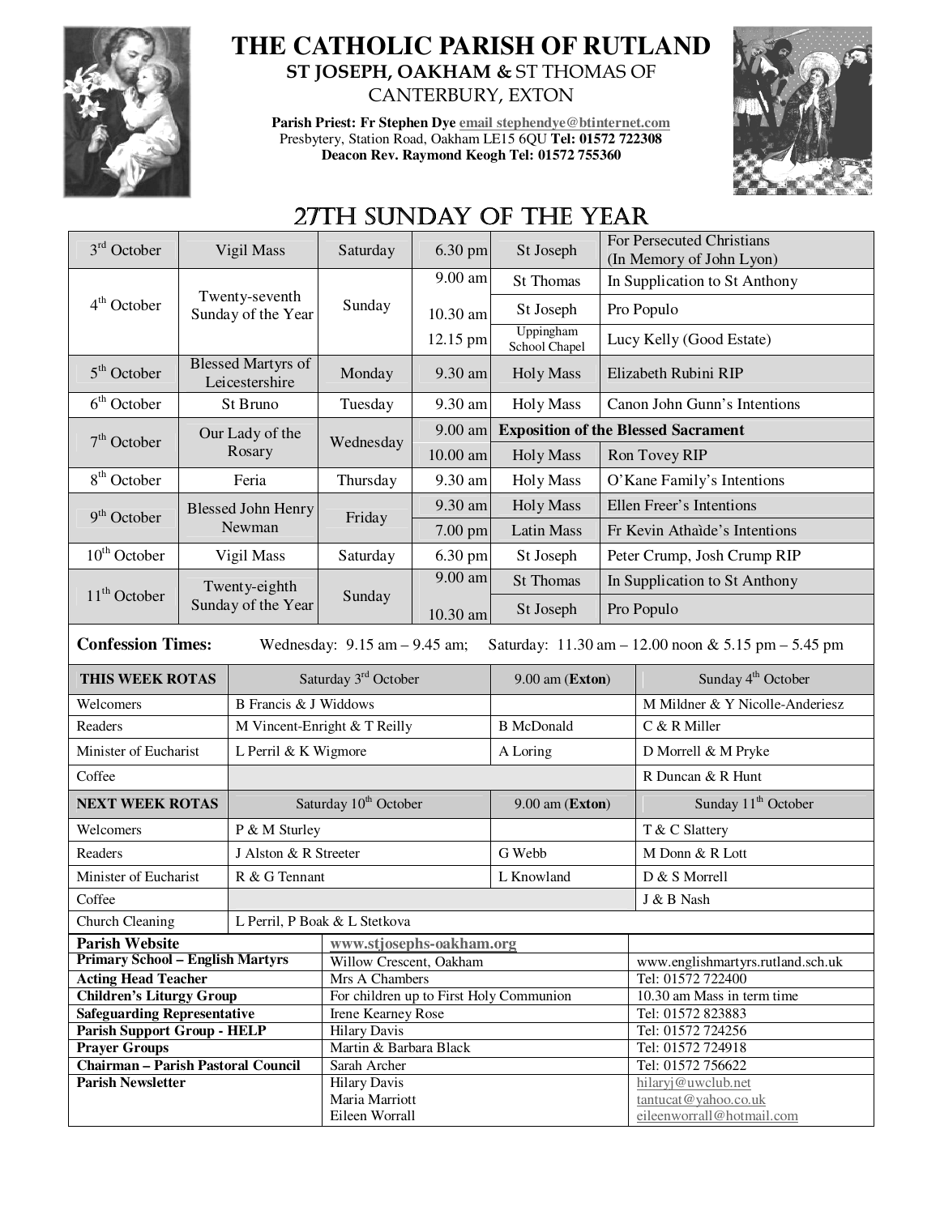# THE CATHOLIC PARISH OF RUTLAND

## ST JOSEPH, OAKHAM & ST THOMAS OF CANTERBURY, EXTON

**Parish Priest: Fr Stephen Dye** email stephendye@btinternet.com
Presbytery, Station Road, Oakham LE15 6QU **Tel: 01572 722308**
**Deacon Rev. Raymond Keogh Tel: 01572 755360**

## 27TH SUNDAY OF THE YEAR

| Date | Feast | Day | Time | Place | Intention |
|---|---|---|---|---|---|
| 3rd October | Vigil Mass | Saturday | 6.30 pm | St Joseph | For Persecuted Christians (In Memory of John Lyon) |
| 4th October | Twenty-seventh Sunday of the Year | Sunday | 9.00 am | St Thomas | In Supplication to St Anthony |
| | | | 10.30 am | St Joseph | Pro Populo |
| | | | 12.15 pm | Uppingham School Chapel | Lucy Kelly (Good Estate) |
| 5th October | Blessed Martyrs of Leicestershire | Monday | 9.30 am | Holy Mass | Elizabeth Rubini RIP |
| 6th October | St Bruno | Tuesday | 9.30 am | Holy Mass | Canon John Gunn's Intentions |
| 7th October | Our Lady of the Rosary | Wednesday | 9.00 am | **Exposition of the Blessed Sacrament** | |
| | | | 10.00 am | Holy Mass | Ron Tovey RIP |
| 8th October | Feria | Thursday | 9.30 am | Holy Mass | O'Kane Family's Intentions |
| 9th October | Blessed John Henry Newman | Friday | 9.30 am | Holy Mass | Ellen Freer's Intentions |
| | | | 7.00 pm | Latin Mass | Fr Kevin Athaìde's Intentions |
| 10th October | Vigil Mass | Saturday | 6.30 pm | St Joseph | Peter Crump, Josh Crump RIP |
| 11th October | Twenty-eighth Sunday of the Year | Sunday | 9.00 am | St Thomas | In Supplication to St Anthony |
| | | | 10.30 am | St Joseph | Pro Populo |

**Confession Times:** Wednesday: 9.15 am – 9.45 am; Saturday: 11.30 am – 12.00 noon & 5.15 pm – 5.45 pm

| **THIS WEEK ROTAS** | Saturday 3rd October | 9.00 am (**Exton**) | Sunday 4th October |
|---|---|---|---|
| Welcomers | B Francis & J Widdows | | M Mildner & Y Nicolle-Anderiesz |
| Readers | M Vincent-Enright & T Reilly | B McDonald | C & R Miller |
| Minister of Eucharist | L Perril & K Wigmore | A Loring | D Morrell & M Pryke |
| Coffee | | | R Duncan & R Hunt |
| **NEXT WEEK ROTAS** | Saturday 10th October | 9.00 am (**Exton**) | Sunday 11th October |
| Welcomers | P & M Sturley | | T & C Slattery |
| Readers | J Alston & R Streeter | G Webb | M Donn & R Lott |
| Minister of Eucharist | R & G Tennant | L Knowland | D & S Morrell |
| Coffee | | | J & B Nash |
| Church Cleaning | L Perril, P Boak & L Stetkova | | |

| | | |
|---|---|---|
| **Parish Website** | www.stjosephs-oakham.org | |
| **Primary School – English Martyrs** | Willow Crescent, Oakham | www.englishmartyrs.rutland.sch.uk |
| **Acting Head Teacher** | Mrs A Chambers | Tel: 01572 722400 |
| **Children's Liturgy Group** | For children up to First Holy Communion | 10.30 am Mass in term time |
| **Safeguarding Representative** | Irene Kearney Rose | Tel: 01572 823883 |
| **Parish Support Group - HELP** | Hilary Davis | Tel: 01572 724256 |
| **Prayer Groups** | Martin & Barbara Black | Tel: 01572 724918 |
| **Chairman – Parish Pastoral Council** | Sarah Archer | Tel: 01572 756622 |
| **Parish Newsletter** | Hilary Davis<br>Maria Marriott<br>Eileen Worrall | hilaryj@uwclub.net<br>tantucat@yahoo.co.uk<br>eileenworrall@hotmail.com |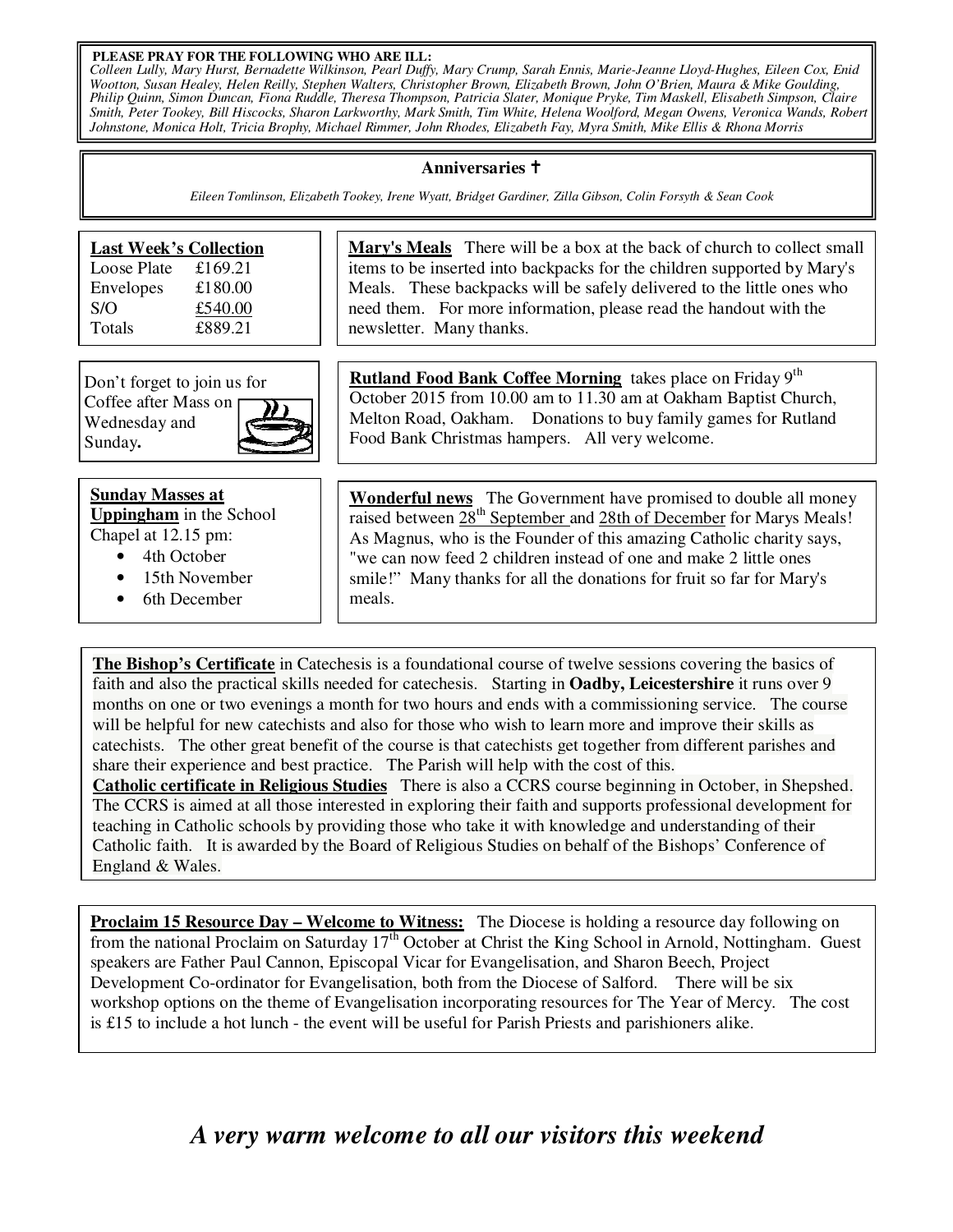**PLEASE PRAY FOR THE FOLLOWING WHO ARE ILL:**
*Colleen Lully, Mary Hurst, Bernadette Wilkinson, Pearl Duffy, Mary Crump, Sarah Ennis, Marie-Jeanne Lloyd-Hughes, Eileen Cox, Enid Wootton, Susan Healey, Helen Reilly, Stephen Walters, Christopher Brown, Elizabeth Brown, John O'Brien, Maura & Mike Goulding, Philip Quinn, Simon Duncan, Fiona Ruddle, Theresa Thompson, Patricia Slater, Monique Pryke, Tim Maskell, Elisabeth Simpson, Claire Smith, Peter Tookey, Bill Hiscocks, Sharon Larkworthy, Mark Smith, Tim White, Helena Woolford, Megan Owens, Veronica Wands, Robert Johnstone, Monica Holt, Tricia Brophy, Michael Rimmer, John Rhodes, Elizabeth Fay, Myra Smith, Mike Ellis & Rhona Morris*

**Anniversaries ✝**

*Eileen Tomlinson, Elizabeth Tookey, Irene Wyatt, Bridget Gardiner, Zilla Gibson, Colin Forsyth & Sean Cook*

**Last Week's Collection**

| | |
|---|---|
| Loose Plate | £169.21 |
| Envelopes | £180.00 |
| S/O | £540.00 |
| Totals | £889.21 |

**Mary's Meals** There will be a box at the back of church to collect small items to be inserted into backpacks for the children supported by Mary's Meals. These backpacks will be safely delivered to the little ones who need them. For more information, please read the handout with the newsletter. Many thanks.

Don't forget to join us for Coffee after Mass on Wednesday and Sunday**.**

**Rutland Food Bank Coffee Morning** takes place on Friday 9th October 2015 from 10.00 am to 11.30 am at Oakham Baptist Church, Melton Road, Oakham. Donations to buy family games for Rutland Food Bank Christmas hampers. All very welcome.

**Sunday Masses at Uppingham** in the School Chapel at 12.15 pm:

- 4th October
- 15th November
- 6th December

**Wonderful news** The Government have promised to double all money raised between 28th September and 28th of December for Marys Meals! As Magnus, who is the Founder of this amazing Catholic charity says, "we can now feed 2 children instead of one and make 2 little ones smile!" Many thanks for all the donations for fruit so far for Mary's meals.

**The Bishop's Certificate** in Catechesis is a foundational course of twelve sessions covering the basics of faith and also the practical skills needed for catechesis. Starting in **Oadby, Leicestershire** it runs over 9 months on one or two evenings a month for two hours and ends with a commissioning service. The course will be helpful for new catechists and also for those who wish to learn more and improve their skills as catechists. The other great benefit of the course is that catechists get together from different parishes and share their experience and best practice. The Parish will help with the cost of this.

**Catholic certificate in Religious Studies** There is also a CCRS course beginning in October, in Shepshed. The CCRS is aimed at all those interested in exploring their faith and supports professional development for teaching in Catholic schools by providing those who take it with knowledge and understanding of their Catholic faith. It is awarded by the Board of Religious Studies on behalf of the Bishops' Conference of England & Wales.

**Proclaim 15 Resource Day – Welcome to Witness:** The Diocese is holding a resource day following on from the national Proclaim on Saturday 17th October at Christ the King School in Arnold, Nottingham. Guest speakers are Father Paul Cannon, Episcopal Vicar for Evangelisation, and Sharon Beech, Project Development Co-ordinator for Evangelisation, both from the Diocese of Salford. There will be six workshop options on the theme of Evangelisation incorporating resources for The Year of Mercy. The cost is £15 to include a hot lunch - the event will be useful for Parish Priests and parishioners alike.

*A very warm welcome to all our visitors this weekend*